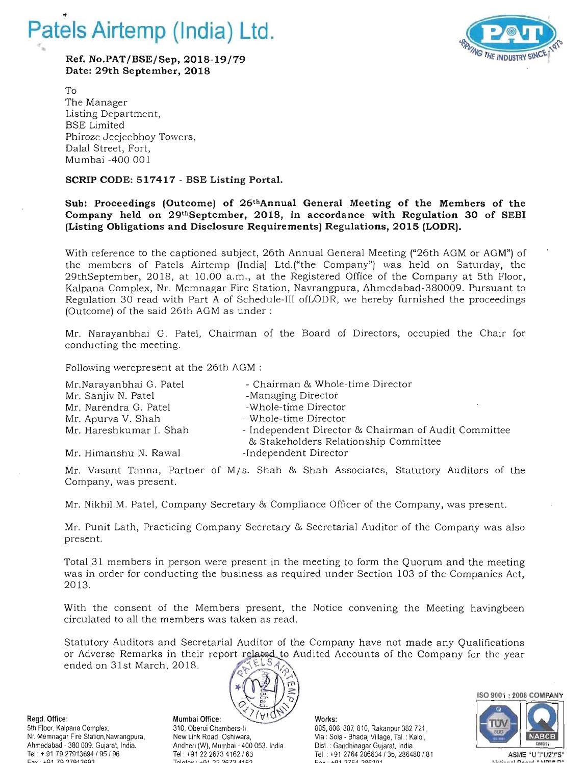# Patels Airtemp (India) Ltd.

**Ref. No.PAT/BSE/Sep, 2018-19/79**
**Date: 29th September, 2018**

To
The Manager
Listing Department,
BSE Limited
Phiroze Jeejeebhoy Towers,
Dalal Street, Fort,
Mumbai -400 001

**SCRIP CODE: 517417 - BSE Listing Portal.**

**Sub: Proceedings (Outcome) of 26thAnnual General Meeting of the Members of the Company held on 29thSeptember, 2018, in accordance with Regulation 30 of SEBI (Listing Obligations and Disclosure Requirements) Regulations, 2015 (LODR).**

With reference to the captioned subject, 26th Annual General Meeting ("26th AGM or AGM") of the members of Patels Airtemp (India) Ltd.("the Company") was held on Saturday, the 29thSeptember, 2018, at 10.00 a.m., at the Registered Office of the Company at 5th Floor, Kalpana Complex, Nr. Memnagar Fire Station, Navrangpura, Ahmedabad-380009. Pursuant to Regulation 30 read with Part A of Schedule-III ofLODR, we hereby furnished the proceedings (Outcome) of the said 26th AGM as under :

Mr. Narayanbhai G. Patel, Chairman of the Board of Directors, occupied the Chair for conducting the meeting.

Following werepresent at the 26th AGM :

| | |
|---|---|
| Mr.Narayanbhai G. Patel | - Chairman & Whole-time Director |
| Mr. Sanjiv N. Patel | -Managing Director |
| Mr. Narendra G. Patel | -Whole-time Director |
| Mr. Apurva V. Shah | - Whole-time Director |
| Mr. Hareshkumar I. Shah | - Independent Director & Chairman of Audit Committee & Stakeholders Relationship Committee |
| Mr. Himanshu N. Rawal | -Independent Director |

Mr. Vasant Tanna, Partner of M/s. Shah & Shah Associates, Statutory Auditors of the Company, was present.

Mr. Nikhil M. Patel, Company Secretary & Compliance Officer of the Company, was present.

Mr. Punit Lath, Practicing Company Secretary & Secretarial Auditor of the Company was also present.

Total 31 members in person were present in the meeting to form the Quorum and the meeting was in order for conducting the business as required under Section 103 of the Companies Act, 2013.

With the consent of the Members present, the Notice convening the Meeting havingbeen circulated to all the members was taken as read.

Statutory Auditors and Secretarial Auditor of the Company have not made any Qualifications or Adverse Remarks in their report related to Audited Accounts of the Company for the year ended on 31st March, 2018.

**Regd. Office:**
5th Floor, Kalpana Complex,
Nr. Memnagar Fire Station,Navrangpura,
Ahmedabad - 380 009. Gujarat, India.
Tel : + 91 79 27913694 / 95 / 96

**Mumbai Office:**
310, Oberoi Chambers-II,
New Link Road, Oshiwara,
Andheri (W), Mumbai - 400 053. India.
Tel : +91 22 2673 4162 / 63

**Works:**
805, 806, 807, 810, Rakanpur 382 721,
Via : Sola - Bhadaj Village, Tal. : Kalol,
Dist. : Gandhinagar Gujarat, India.
Tel. : +91 2764 286634 / 35, 286480 / 81

ISO 9001 : 2008 COMPANY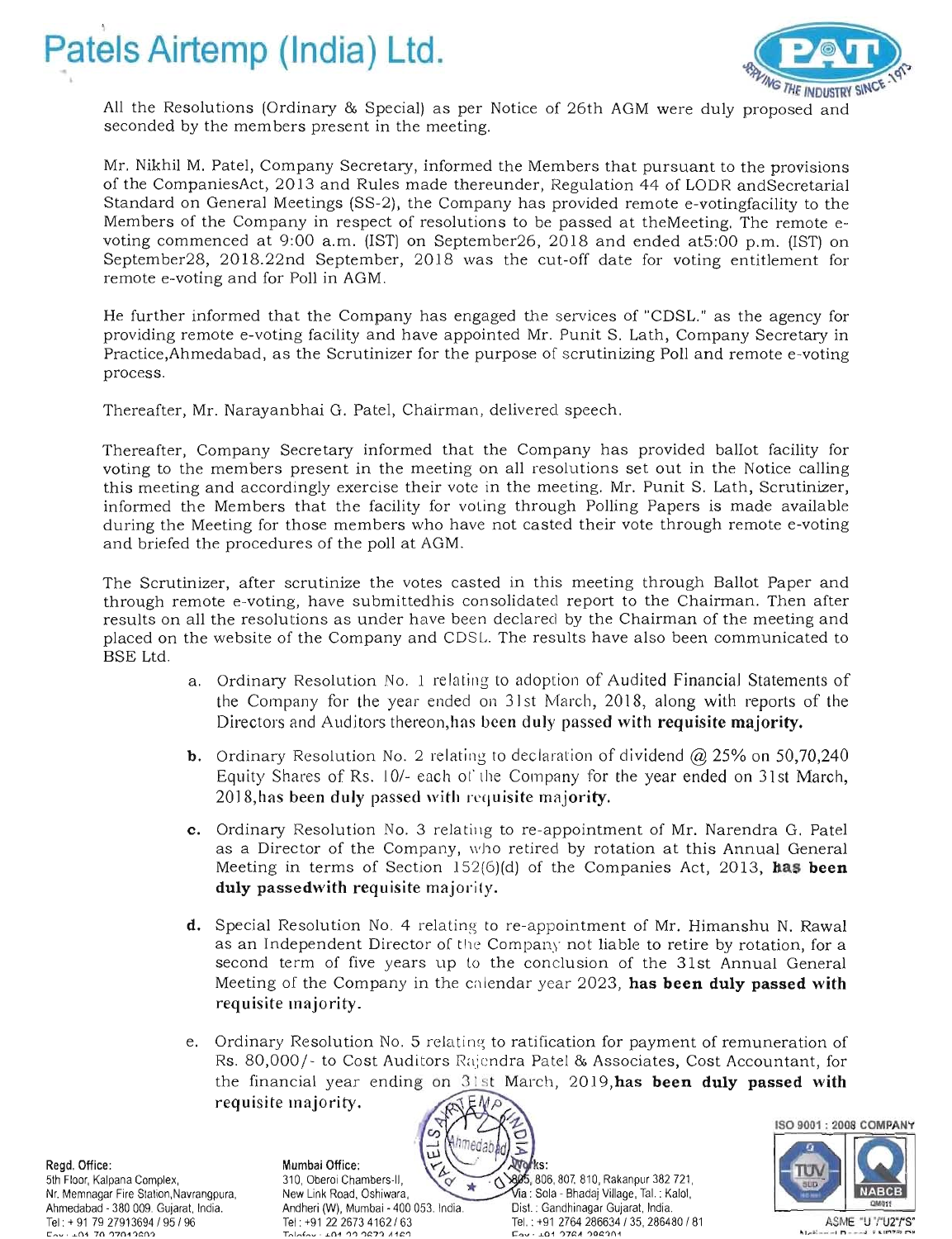All the Resolutions (Ordinary & Special) as per Notice of 26th AGM were duly proposed and seconded by the members present in the meeting.

Mr. Nikhil M. Patel, Company Secretary, informed the Members that pursuant to the provisions of the CompaniesAct, 2013 and Rules made thereunder, Regulation 44 of LODR andSecretarial Standard on General Meetings (SS-2), the Company has provided remote e-votingfacility to the Members of the Company in respect of resolutions to be passed at theMeeting. The remote e-voting commenced at 9:00 a.m. (IST) on September26, 2018 and ended at5:00 p.m. (IST) on September28, 2018.22nd September, 2018 was the cut-off date for voting entitlement for remote e-voting and for Poll in AGM.

He further informed that the Company has engaged the services of "CDSL." as the agency for providing remote e-voting facility and have appointed Mr. Punit S. Lath, Company Secretary in Practice,Ahmedabad, as the Scrutinizer for the purpose of scrutinizing Poll and remote e-voting process.

Thereafter, Mr. Narayanbhai G. Patel, Chairman, delivered speech.

Thereafter, Company Secretary informed that the Company has provided ballot facility for voting to the members present in the meeting on all resolutions set out in the Notice calling this meeting and accordingly exercise their vote in the meeting. Mr. Punit S. Lath, Scrutinizer, informed the Members that the facility for voting through Polling Papers is made available during the Meeting for those members who have not casted their vote through remote e-voting and briefed the procedures of the poll at AGM.

The Scrutinizer, after scrutinize the votes casted in this meeting through Ballot Paper and through remote e-voting, have submittedhis consolidated report to the Chairman. Then after results on all the resolutions as under have been declared by the Chairman of the meeting and placed on the website of the Company and CDSL. The results have also been communicated to BSE Ltd.

a. Ordinary Resolution No. 1 relating to adoption of Audited Financial Statements of the Company for the year ended on 31st March, 2018, along with reports of the Directors and Auditors thereon,**has been duly passed with requisite majority.**

b. Ordinary Resolution No. 2 relating to declaration of dividend @ 25% on 50,70,240 Equity Shares of Rs. 10/- each of the Company for the year ended on 31st March, 2018,**has been duly passed with requisite majority.**

c. Ordinary Resolution No. 3 relating to re-appointment of Mr. Narendra G. Patel as a Director of the Company, who retired by rotation at this Annual General Meeting in terms of Section 152(6)(d) of the Companies Act, 2013, **has been duly passedwith requisite majority.**

d. Special Resolution No. 4 relating to re-appointment of Mr. Himanshu N. Rawal as an Independent Director of the Company not liable to retire by rotation, for a second term of five years up to the conclusion of the 31st Annual General Meeting of the Company in the calendar year 2023, **has been duly passed with requisite majority.**

e. Ordinary Resolution No. 5 relating to ratification for payment of remuneration of Rs. 80,000/- to Cost Auditors Rajendra Patel & Associates, Cost Accountant, for the financial year ending on 31st March, 2019,**has been duly passed with requisite majority.**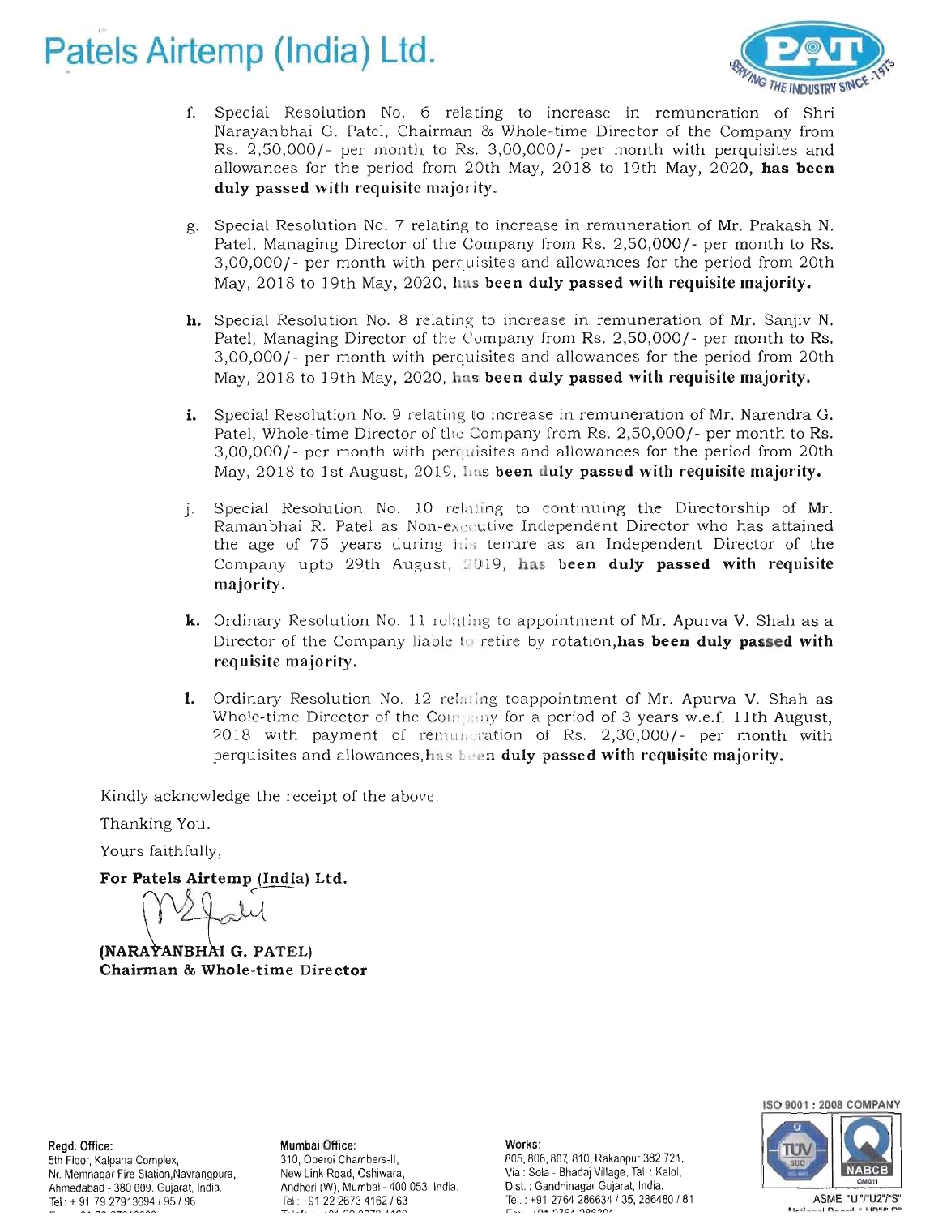f. Special Resolution No. 6 relating to increase in remuneration of Shri Narayanbhai G. Patel, Chairman & Whole-time Director of the Company from Rs. 2,50,000/- per month to Rs. 3,00,000/- per month with perquisites and allowances for the period from 20th May, 2018 to 19th May, 2020, **has been duly passed with requisite majority.**

g. Special Resolution No. 7 relating to increase in remuneration of Mr. Prakash N. Patel, Managing Director of the Company from Rs. 2,50,000/- per month to Rs. 3,00,000/- per month with perquisites and allowances for the period from 20th May, 2018 to 19th May, 2020, **has been duly passed with requisite majority.**

h. Special Resolution No. 8 relating to increase in remuneration of Mr. Sanjiv N. Patel, Managing Director of the Company from Rs. 2,50,000/- per month to Rs. 3,00,000/- per month with perquisites and allowances for the period from 20th May, 2018 to 19th May, 2020, **has been duly passed with requisite majority.**

i. Special Resolution No. 9 relating to increase in remuneration of Mr. Narendra G. Patel, Whole-time Director of the Company from Rs. 2,50,000/- per month to Rs. 3,00,000/- per month with perquisites and allowances for the period from 20th May, 2018 to 1st August, 2019, **has been duly passed with requisite majority.**

j. Special Resolution No. 10 relating to continuing the Directorship of Mr. Ramanbhai R. Patel as Non-executive Independent Director who has attained the age of 75 years during his tenure as an Independent Director of the Company upto 29th August, 2019, **has been duly passed with requisite majority.**

k. Ordinary Resolution No. 11 relating to appointment of Mr. Apurva V. Shah as a Director of the Company liable to retire by rotation,**has been duly passed with requisite majority.**

l. Ordinary Resolution No. 12 relating toappointment of Mr. Apurva V. Shah as Whole-time Director of the Company for a period of 3 years w.e.f. 11th August, 2018 with payment of remuneration of Rs. 2,30,000/- per month with perquisites and allowances,**has been duly passed with requisite majority.**

Kindly acknowledge the receipt of the above.

Thanking You.

Yours faithfully,

**For Patels Airtemp (India) Ltd.**

**(NARAYANBHAI G. PATEL)**
**Chairman & Whole-time Director**